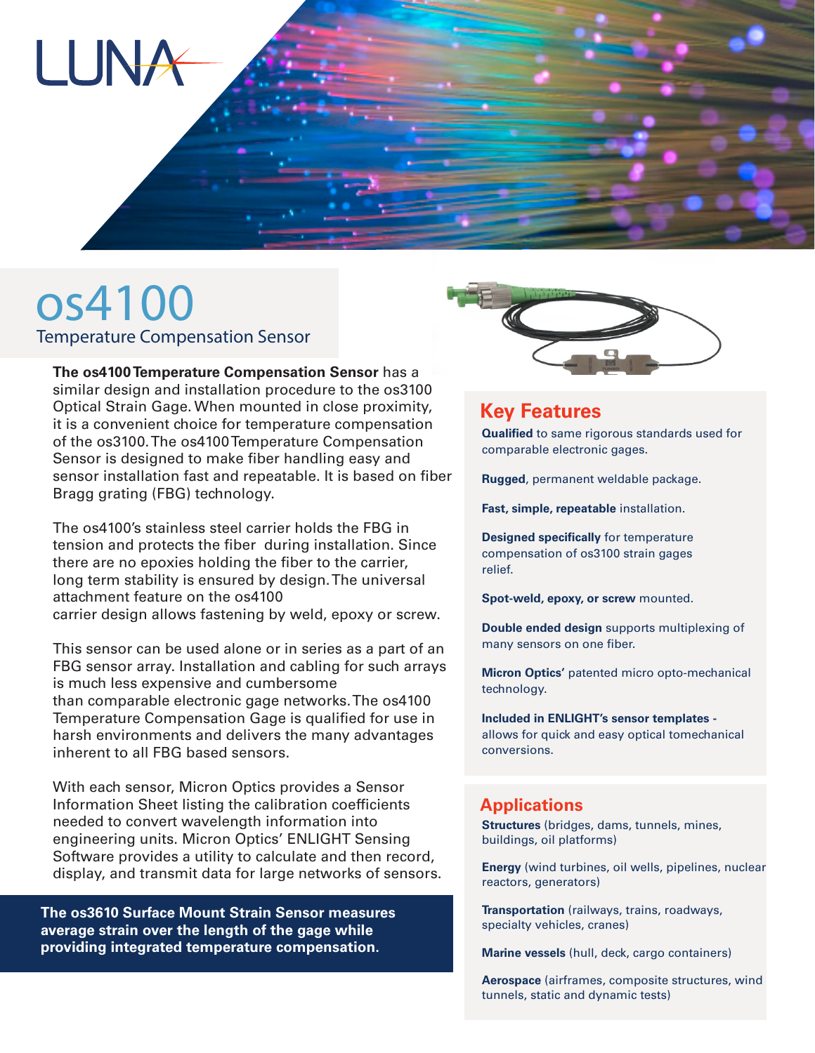# os4100

## Temperature Compensation Sensor

**The os4100 Temperature Compensation Sensor** has a similar design and installation procedure to the os3100 Optical Strain Gage. When mounted in close proximity, it is a convenient choice for temperature compensation of the os3100. The os4100 Temperature Compensation Sensor is designed to make fiber handling easy and sensor installation fast and repeatable. It is based on fiber Bragg grating (FBG) technology.

The os4100's stainless steel carrier holds the FBG in tension and protects the fiber during installation. Since there are no epoxies holding the fiber to the carrier, long term stability is ensured by design. The universal attachment feature on the os4100 carrier design allows fastening by weld, epoxy or screw.

This sensor can be used alone or in series as a part of an FBG sensor array. Installation and cabling for such arrays is much less expensive and cumbersome than comparable electronic gage networks. The os4100 Temperature Compensation Gage is qualified for use in harsh environments and delivers the many advantages inherent to all FBG based sensors.

With each sensor, Micron Optics provides a Sensor Information Sheet listing the calibration coefficients needed to convert wavelength information into engineering units. Micron Optics' ENLIGHT Sensing Software provides a utility to calculate and then record, display, and transmit data for large networks of sensors.

**The os3610 Surface Mount Strain Sensor measures average strain over the length of the gage while providing integrated temperature compensation.**

## Key Features

**Qualified** to same rigorous standards used for comparable electronic gages.

**Rugged**, permanent weldable package.

**Fast, simple, repeatable** installation.

**Designed specifically** for temperature compensation of os3100 strain gages relief.

**Spot-weld, epoxy, or screw** mounted.

**Double ended design** supports multiplexing of many sensors on one fiber.

**Micron Optics'** patented micro opto-mechanical technology.

**Included in ENLIGHT's sensor templates -** allows for quick and easy optical tomechanical conversions.

## Applications

**Structures** (bridges, dams, tunnels, mines, buildings, oil platforms)

**Energy** (wind turbines, oil wells, pipelines, nuclear reactors, generators)

**Transportation** (railways, trains, roadways, specialty vehicles, cranes)

**Marine vessels** (hull, deck, cargo containers)

**Aerospace** (airframes, composite structures, wind tunnels, static and dynamic tests)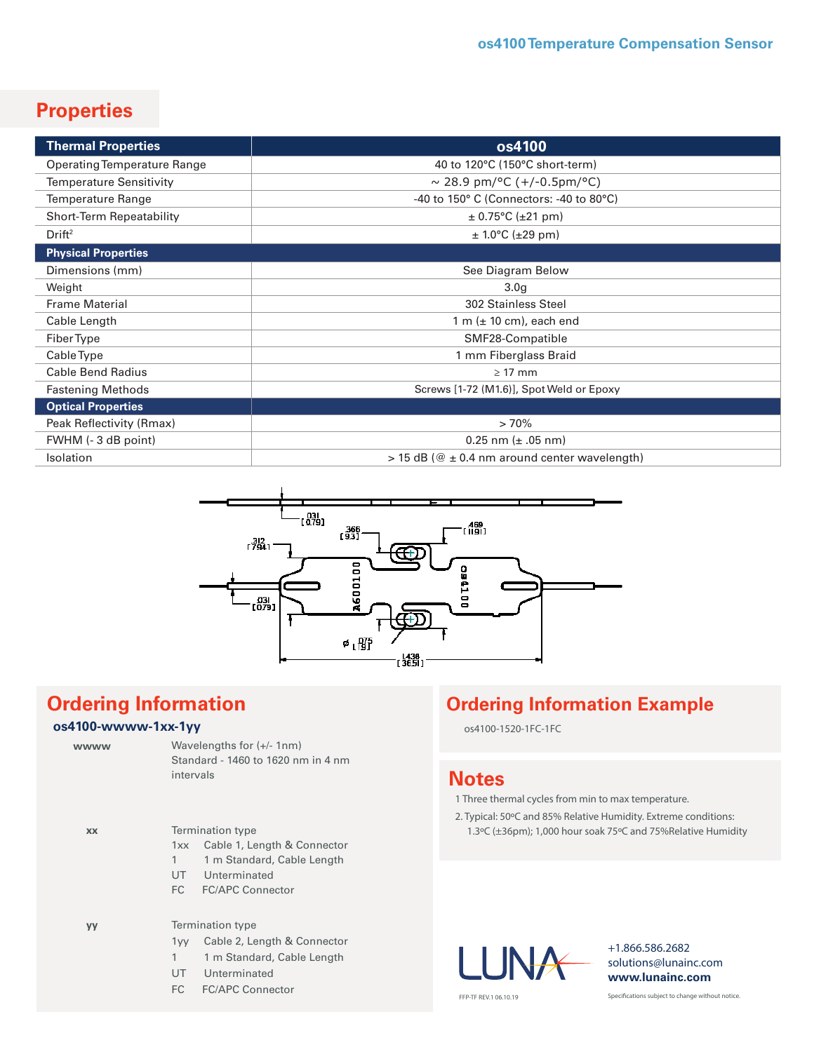# Properties

| Thermal Properties | os4100 |
| --- | --- |
| Operating Temperature Range | 40 to 120°C (150°C short-term) |
| Temperature Sensitivity | ~ 28.9 pm/°C (+/-0.5pm/°C) |
| Temperature Range | -40 to 150° C (Connectors: -40 to 80°C) |
| Short-Term Repeatability | ± 0.75°C (±21 pm) |
| Drift[2] | ± 1.0°C (±29 pm) |
| **Physical Properties** | |
| Dimensions (mm) | See Diagram Below |
| Weight | 3.0g |
| Frame Material | 302 Stainless Steel |
| Cable Length | 1 m (± 10 cm), each end |
| Fiber Type | SMF28-Compatible |
| Cable Type | 1 mm Fiberglass Braid |
| Cable Bend Radius | ≥ 17 mm |
| Fastening Methods | Screws [1-72 (M1.6)], Spot Weld or Epoxy |
| **Optical Properties** | |
| Peak Reflectivity (Rmax) | > 70% |
| FWHM (- 3 dB point) | 0.25 nm (± .05 nm) |
| Isolation | > 15 dB (@ ± 0.4 nm around center wavelength) |

.031 [0.79]
.366 [9.3]
.469 [11.91]
.312 [7.94]
.031 [0.79]
ø .075 [1.9]
1.438 [36.51]
A600100
os4100

## Ordering Information

**os4100-wwww-1xx-1yy**

**wwww** — Wavelengths for (+/- 1nm)
Standard - 1460 to 1620 nm in 4 nm intervals

**xx** — Termination type
- 1xx Cable 1, Length & Connector
- 1 1 m Standard, Cable Length
- UT Unterminated
- FC FC/APC Connector

**yy** — Termination type
- 1yy Cable 2, Length & Connector
- 1 1 m Standard, Cable Length
- UT Unterminated
- FC FC/APC Connector

## Ordering Information Example

os4100-1520-1FC-1FC

## Notes

1 Three thermal cycles from min to max temperature.

2. Typical: 50ºC and 85% Relative Humidity. Extreme conditions: 1.3ºC (±36pm); 1,000 hour soak 75ºC and 75%Relative Humidity

LUNA

+1.866.586.2682
solutions@lunainc.com
**www.lunainc.com**

FFP-TF REV.1 06.10.19

Specifications subject to change without notice.